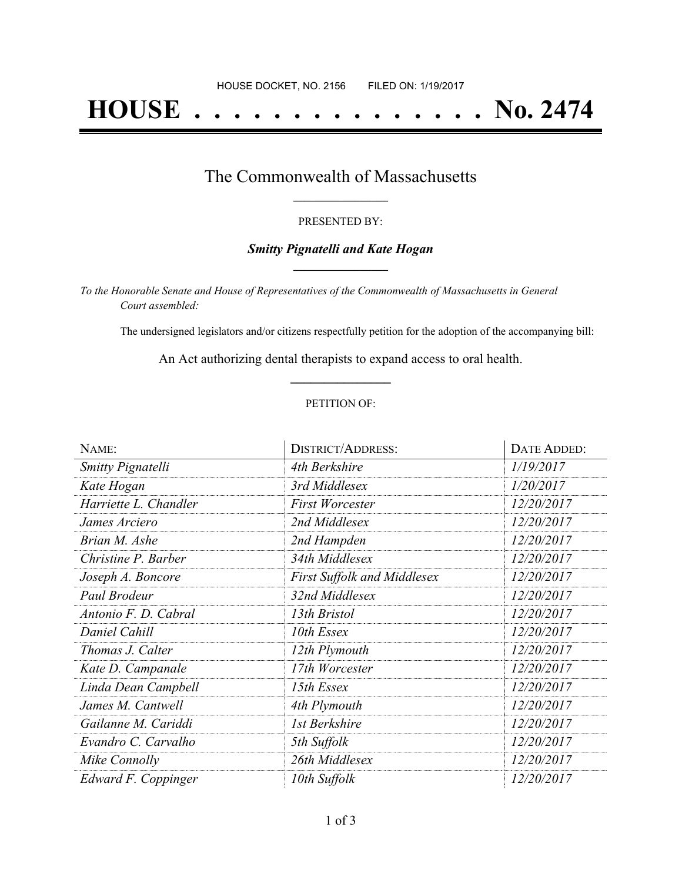HOUSE DOCKET, NO. 2156 FILED ON: 1/19/2017

# HOUSE . . . . . . . . . . . . . . . No. 2474

## The Commonwealth of Massachusetts

PRESENTED BY:

***Smitty Pignatelli and Kate Hogan***

*To the Honorable Senate and House of Representatives of the Commonwealth of Massachusetts in General Court assembled:*

The undersigned legislators and/or citizens respectfully petition for the adoption of the accompanying bill:

An Act authorizing dental therapists to expand access to oral health.

PETITION OF:

| NAME: | DISTRICT/ADDRESS: | DATE ADDED: |
|---|---|---|
| *Smitty Pignatelli* | *4th Berkshire* | *1/19/2017* |
| *Kate Hogan* | *3rd Middlesex* | *1/20/2017* |
| *Harriette L. Chandler* | *First Worcester* | *12/20/2017* |
| *James Arciero* | *2nd Middlesex* | *12/20/2017* |
| *Brian M. Ashe* | *2nd Hampden* | *12/20/2017* |
| *Christine P. Barber* | *34th Middlesex* | *12/20/2017* |
| *Joseph A. Boncore* | *First Suffolk and Middlesex* | *12/20/2017* |
| *Paul Brodeur* | *32nd Middlesex* | *12/20/2017* |
| *Antonio F. D. Cabral* | *13th Bristol* | *12/20/2017* |
| *Daniel Cahill* | *10th Essex* | *12/20/2017* |
| *Thomas J. Calter* | *12th Plymouth* | *12/20/2017* |
| *Kate D. Campanale* | *17th Worcester* | *12/20/2017* |
| *Linda Dean Campbell* | *15th Essex* | *12/20/2017* |
| *James M. Cantwell* | *4th Plymouth* | *12/20/2017* |
| *Gailanne M. Cariddi* | *1st Berkshire* | *12/20/2017* |
| *Evandro C. Carvalho* | *5th Suffolk* | *12/20/2017* |
| *Mike Connolly* | *26th Middlesex* | *12/20/2017* |
| *Edward F. Coppinger* | *10th Suffolk* | *12/20/2017* |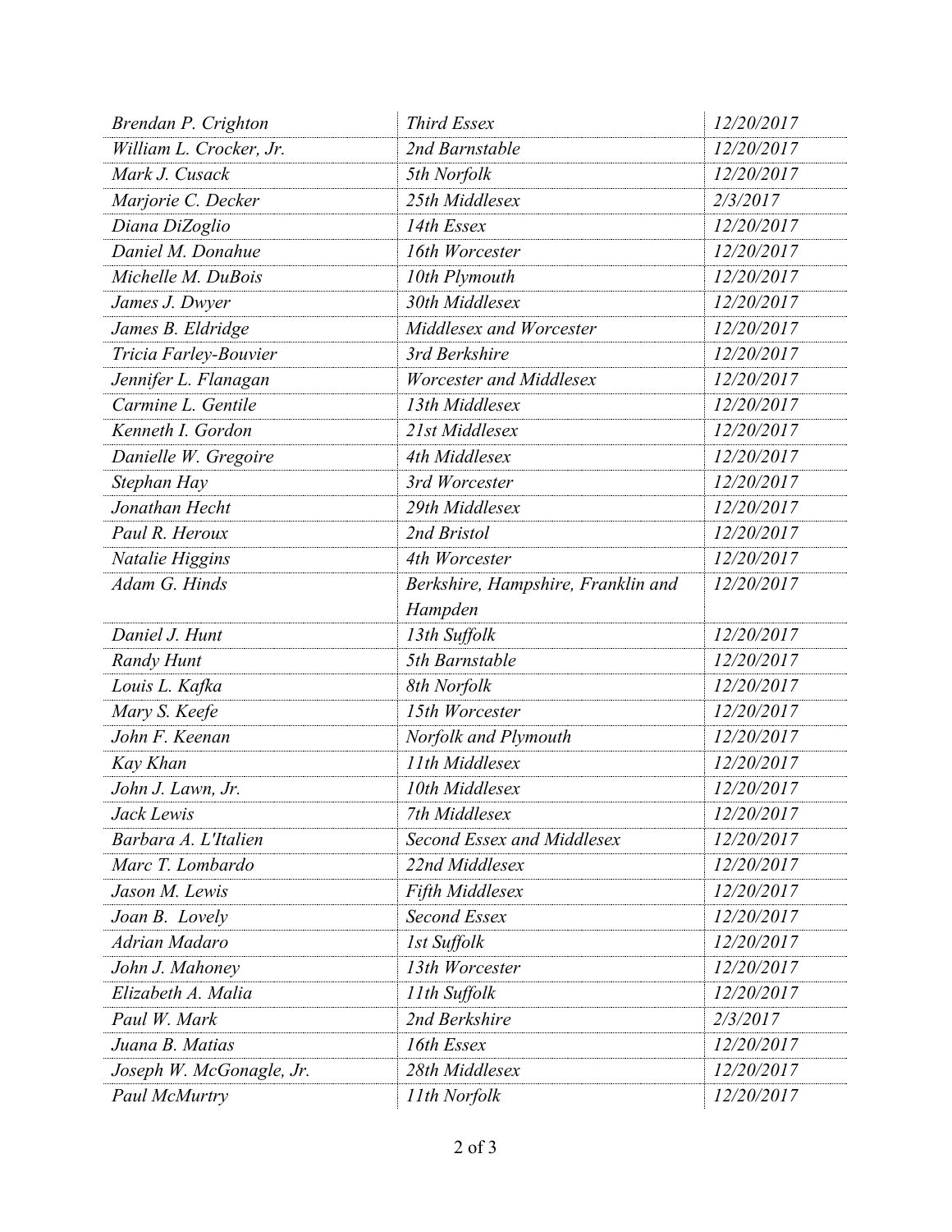| *Brendan P. Crighton* | *Third Essex* | *12/20/2017* |
|---|---|---|
| *William L. Crocker, Jr.* | *2nd Barnstable* | *12/20/2017* |
| *Mark J. Cusack* | *5th Norfolk* | *12/20/2017* |
| *Marjorie C. Decker* | *25th Middlesex* | *2/3/2017* |
| *Diana DiZoglio* | *14th Essex* | *12/20/2017* |
| *Daniel M. Donahue* | *16th Worcester* | *12/20/2017* |
| *Michelle M. DuBois* | *10th Plymouth* | *12/20/2017* |
| *James J. Dwyer* | *30th Middlesex* | *12/20/2017* |
| *James B. Eldridge* | *Middlesex and Worcester* | *12/20/2017* |
| *Tricia Farley-Bouvier* | *3rd Berkshire* | *12/20/2017* |
| *Jennifer L. Flanagan* | *Worcester and Middlesex* | *12/20/2017* |
| *Carmine L. Gentile* | *13th Middlesex* | *12/20/2017* |
| *Kenneth I. Gordon* | *21st Middlesex* | *12/20/2017* |
| *Danielle W. Gregoire* | *4th Middlesex* | *12/20/2017* |
| *Stephan Hay* | *3rd Worcester* | *12/20/2017* |
| *Jonathan Hecht* | *29th Middlesex* | *12/20/2017* |
| *Paul R. Heroux* | *2nd Bristol* | *12/20/2017* |
| *Natalie Higgins* | *4th Worcester* | *12/20/2017* |
| *Adam G. Hinds* | *Berkshire, Hampshire, Franklin and Hampden* | *12/20/2017* |
| *Daniel J. Hunt* | *13th Suffolk* | *12/20/2017* |
| *Randy Hunt* | *5th Barnstable* | *12/20/2017* |
| *Louis L. Kafka* | *8th Norfolk* | *12/20/2017* |
| *Mary S. Keefe* | *15th Worcester* | *12/20/2017* |
| *John F. Keenan* | *Norfolk and Plymouth* | *12/20/2017* |
| *Kay Khan* | *11th Middlesex* | *12/20/2017* |
| *John J. Lawn, Jr.* | *10th Middlesex* | *12/20/2017* |
| *Jack Lewis* | *7th Middlesex* | *12/20/2017* |
| *Barbara A. L'Italien* | *Second Essex and Middlesex* | *12/20/2017* |
| *Marc T. Lombardo* | *22nd Middlesex* | *12/20/2017* |
| *Jason M. Lewis* | *Fifth Middlesex* | *12/20/2017* |
| *Joan B. Lovely* | *Second Essex* | *12/20/2017* |
| *Adrian Madaro* | *1st Suffolk* | *12/20/2017* |
| *John J. Mahoney* | *13th Worcester* | *12/20/2017* |
| *Elizabeth A. Malia* | *11th Suffolk* | *12/20/2017* |
| *Paul W. Mark* | *2nd Berkshire* | *2/3/2017* |
| *Juana B. Matias* | *16th Essex* | *12/20/2017* |
| *Joseph W. McGonagle, Jr.* | *28th Middlesex* | *12/20/2017* |
| *Paul McMurtry* | *11th Norfolk* | *12/20/2017* |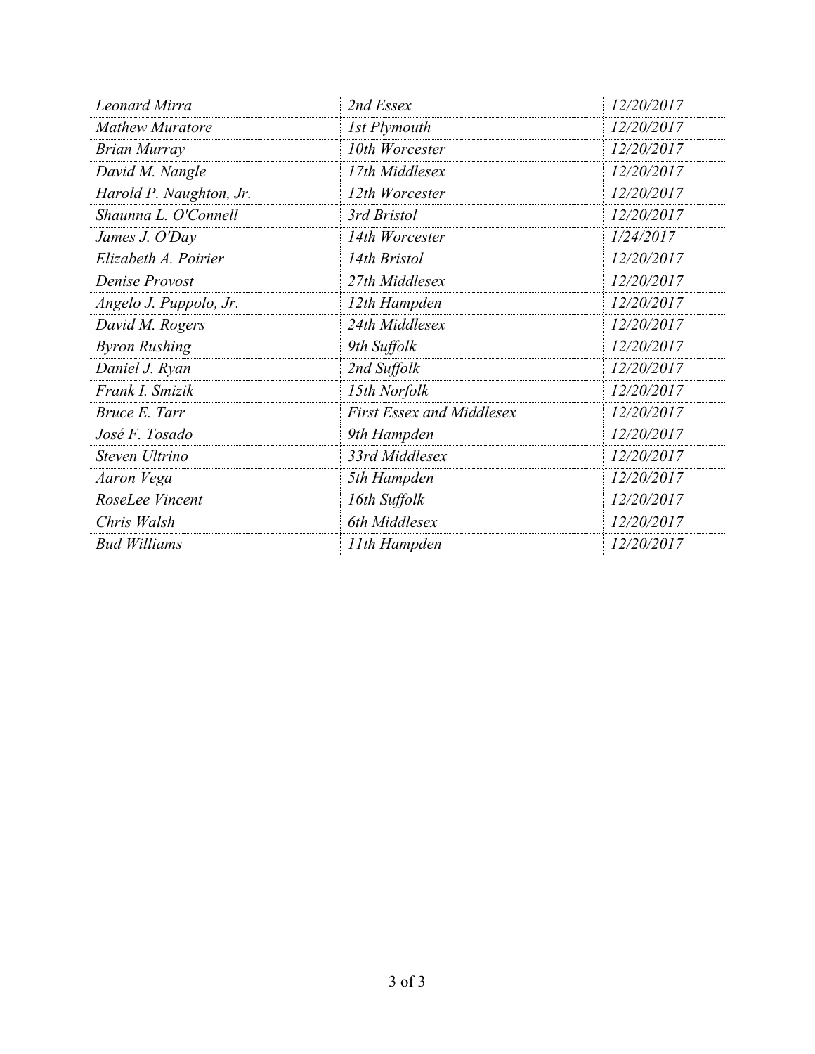| *Leonard Mirra* | *2nd Essex* | *12/20/2017* |
|---|---|---|
| *Mathew Muratore* | *1st Plymouth* | *12/20/2017* |
| *Brian Murray* | *10th Worcester* | *12/20/2017* |
| *David M. Nangle* | *17th Middlesex* | *12/20/2017* |
| *Harold P. Naughton, Jr.* | *12th Worcester* | *12/20/2017* |
| *Shaunna L. O'Connell* | *3rd Bristol* | *12/20/2017* |
| *James J. O'Day* | *14th Worcester* | *1/24/2017* |
| *Elizabeth A. Poirier* | *14th Bristol* | *12/20/2017* |
| *Denise Provost* | *27th Middlesex* | *12/20/2017* |
| *Angelo J. Puppolo, Jr.* | *12th Hampden* | *12/20/2017* |
| *David M. Rogers* | *24th Middlesex* | *12/20/2017* |
| *Byron Rushing* | *9th Suffolk* | *12/20/2017* |
| *Daniel J. Ryan* | *2nd Suffolk* | *12/20/2017* |
| *Frank I. Smizik* | *15th Norfolk* | *12/20/2017* |
| *Bruce E. Tarr* | *First Essex and Middlesex* | *12/20/2017* |
| *José F. Tosado* | *9th Hampden* | *12/20/2017* |
| *Steven Ultrino* | *33rd Middlesex* | *12/20/2017* |
| *Aaron Vega* | *5th Hampden* | *12/20/2017* |
| *RoseLee Vincent* | *16th Suffolk* | *12/20/2017* |
| *Chris Walsh* | *6th Middlesex* | *12/20/2017* |
| *Bud Williams* | *11th Hampden* | *12/20/2017* |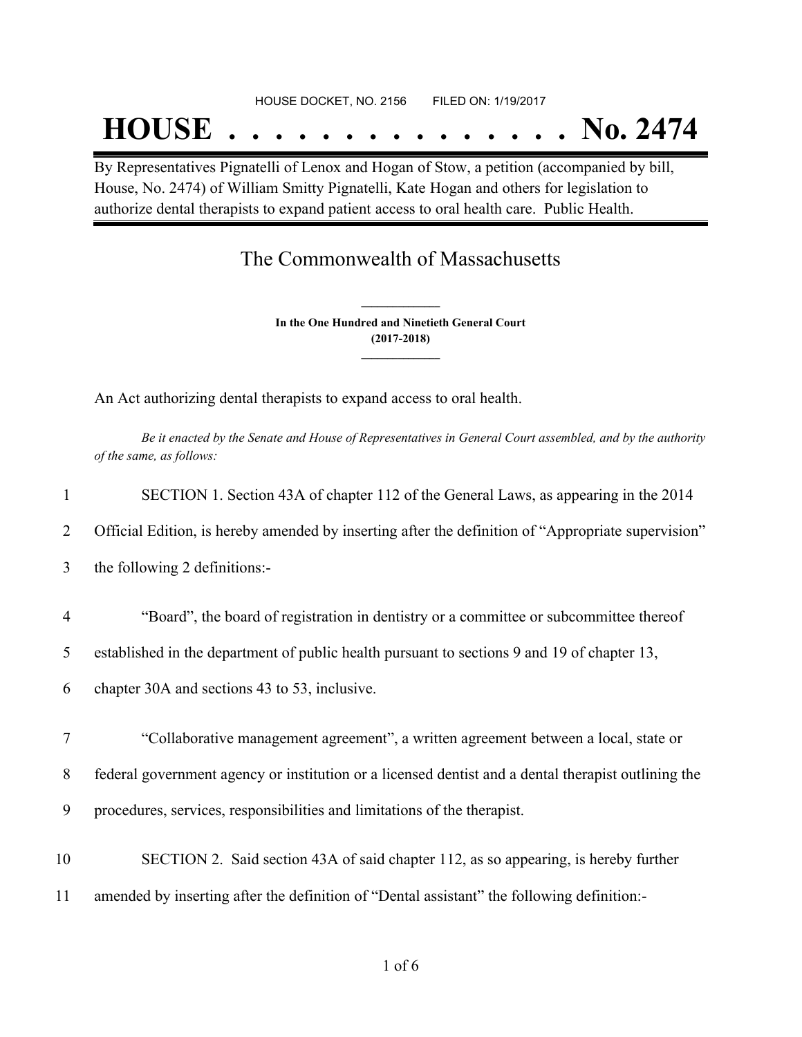HOUSE DOCKET, NO. 2156 FILED ON: 1/19/2017

# HOUSE . . . . . . . . . . . . . . . No. 2474

By Representatives Pignatelli of Lenox and Hogan of Stow, a petition (accompanied by bill, House, No. 2474) of William Smitty Pignatelli, Kate Hogan and others for legislation to authorize dental therapists to expand patient access to oral health care. Public Health.

## The Commonwealth of Massachusetts

**In the One Hundred and Ninetieth General Court**
**(2017-2018)**

An Act authorizing dental therapists to expand access to oral health.

*Be it enacted by the Senate and House of Representatives in General Court assembled, and by the authority of the same, as follows:*

1 SECTION 1. Section 43A of chapter 112 of the General Laws, as appearing in the 2014
2 Official Edition, is hereby amended by inserting after the definition of "Appropriate supervision"
3 the following 2 definitions:-

4 "Board", the board of registration in dentistry or a committee or subcommittee thereof
5 established in the department of public health pursuant to sections 9 and 19 of chapter 13,
6 chapter 30A and sections 43 to 53, inclusive.

7 "Collaborative management agreement", a written agreement between a local, state or
8 federal government agency or institution or a licensed dentist and a dental therapist outlining the
9 procedures, services, responsibilities and limitations of the therapist.

10 SECTION 2. Said section 43A of said chapter 112, as so appearing, is hereby further
11 amended by inserting after the definition of "Dental assistant" the following definition:-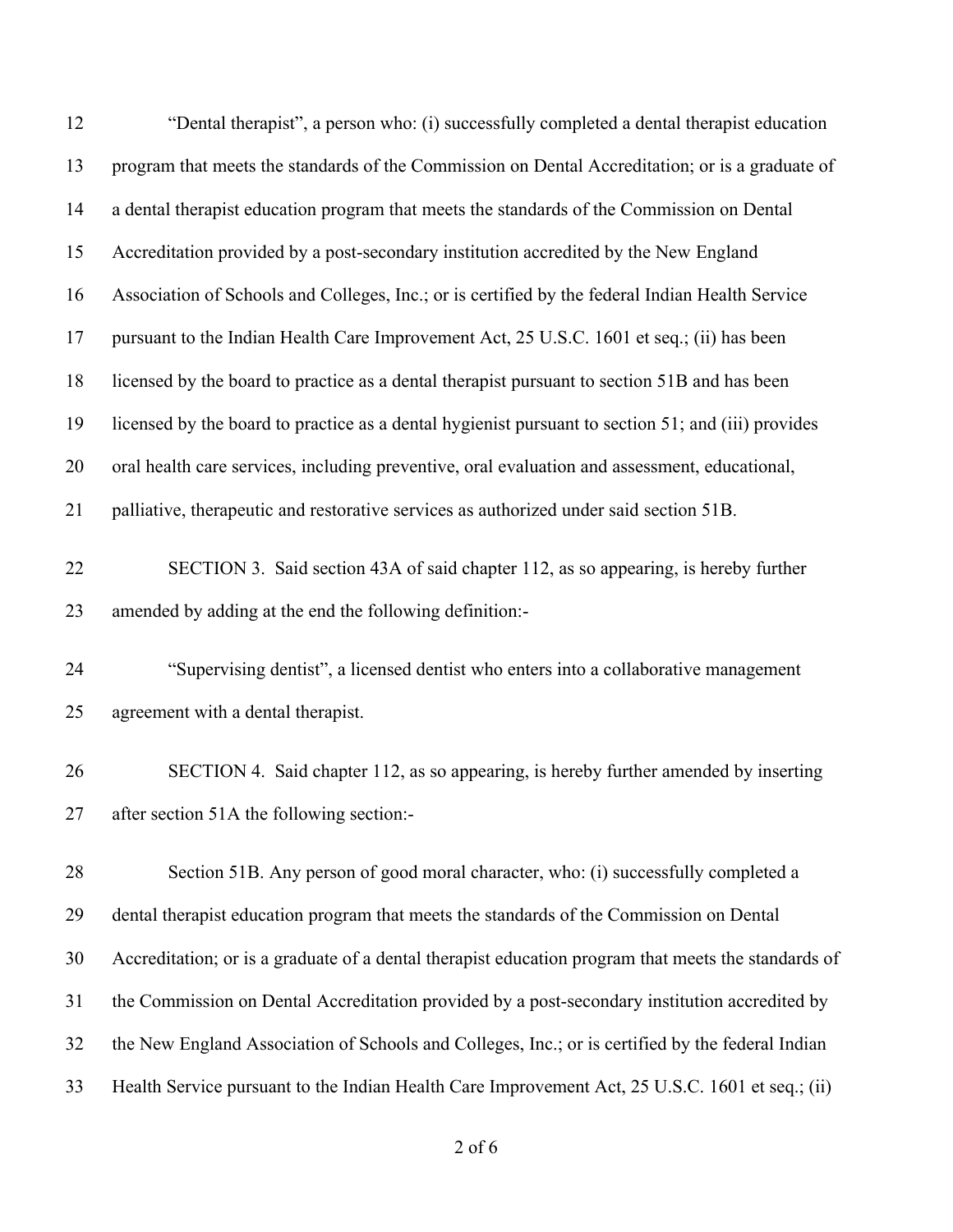"Dental therapist", a person who: (i) successfully completed a dental therapist education program that meets the standards of the Commission on Dental Accreditation; or is a graduate of a dental therapist education program that meets the standards of the Commission on Dental Accreditation provided by a post-secondary institution accredited by the New England Association of Schools and Colleges, Inc.; or is certified by the federal Indian Health Service pursuant to the Indian Health Care Improvement Act, 25 U.S.C. 1601 et seq.; (ii) has been licensed by the board to practice as a dental therapist pursuant to section 51B and has been licensed by the board to practice as a dental hygienist pursuant to section 51; and (iii) provides oral health care services, including preventive, oral evaluation and assessment, educational, palliative, therapeutic and restorative services as authorized under said section 51B.

SECTION 3. Said section 43A of said chapter 112, as so appearing, is hereby further amended by adding at the end the following definition:-

"Supervising dentist", a licensed dentist who enters into a collaborative management agreement with a dental therapist.

SECTION 4. Said chapter 112, as so appearing, is hereby further amended by inserting after section 51A the following section:-

Section 51B. Any person of good moral character, who: (i) successfully completed a dental therapist education program that meets the standards of the Commission on Dental Accreditation; or is a graduate of a dental therapist education program that meets the standards of the Commission on Dental Accreditation provided by a post-secondary institution accredited by the New England Association of Schools and Colleges, Inc.; or is certified by the federal Indian Health Service pursuant to the Indian Health Care Improvement Act, 25 U.S.C. 1601 et seq.; (ii)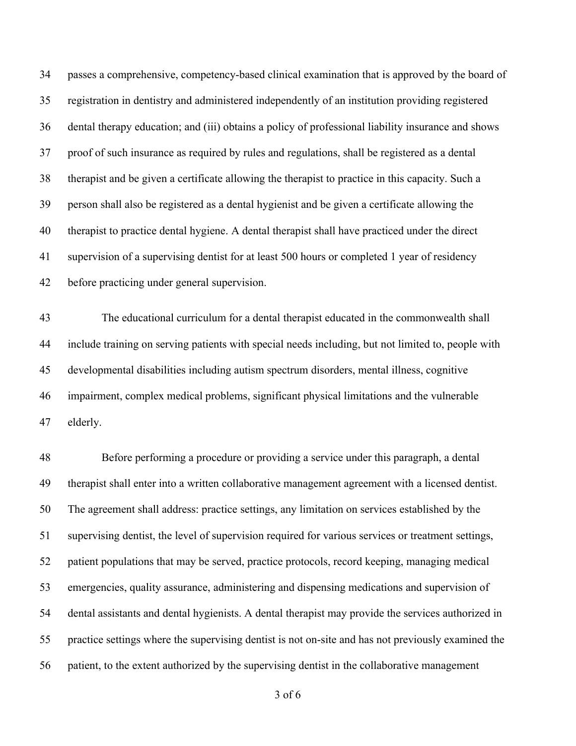passes a comprehensive, competency-based clinical examination that is approved by the board of registration in dentistry and administered independently of an institution providing registered dental therapy education; and (iii) obtains a policy of professional liability insurance and shows proof of such insurance as required by rules and regulations, shall be registered as a dental therapist and be given a certificate allowing the therapist to practice in this capacity. Such a person shall also be registered as a dental hygienist and be given a certificate allowing the therapist to practice dental hygiene. A dental therapist shall have practiced under the direct supervision of a supervising dentist for at least 500 hours or completed 1 year of residency before practicing under general supervision.

The educational curriculum for a dental therapist educated in the commonwealth shall include training on serving patients with special needs including, but not limited to, people with developmental disabilities including autism spectrum disorders, mental illness, cognitive impairment, complex medical problems, significant physical limitations and the vulnerable elderly.

Before performing a procedure or providing a service under this paragraph, a dental therapist shall enter into a written collaborative management agreement with a licensed dentist. The agreement shall address: practice settings, any limitation on services established by the supervising dentist, the level of supervision required for various services or treatment settings, patient populations that may be served, practice protocols, record keeping, managing medical emergencies, quality assurance, administering and dispensing medications and supervision of dental assistants and dental hygienists. A dental therapist may provide the services authorized in practice settings where the supervising dentist is not on-site and has not previously examined the patient, to the extent authorized by the supervising dentist in the collaborative management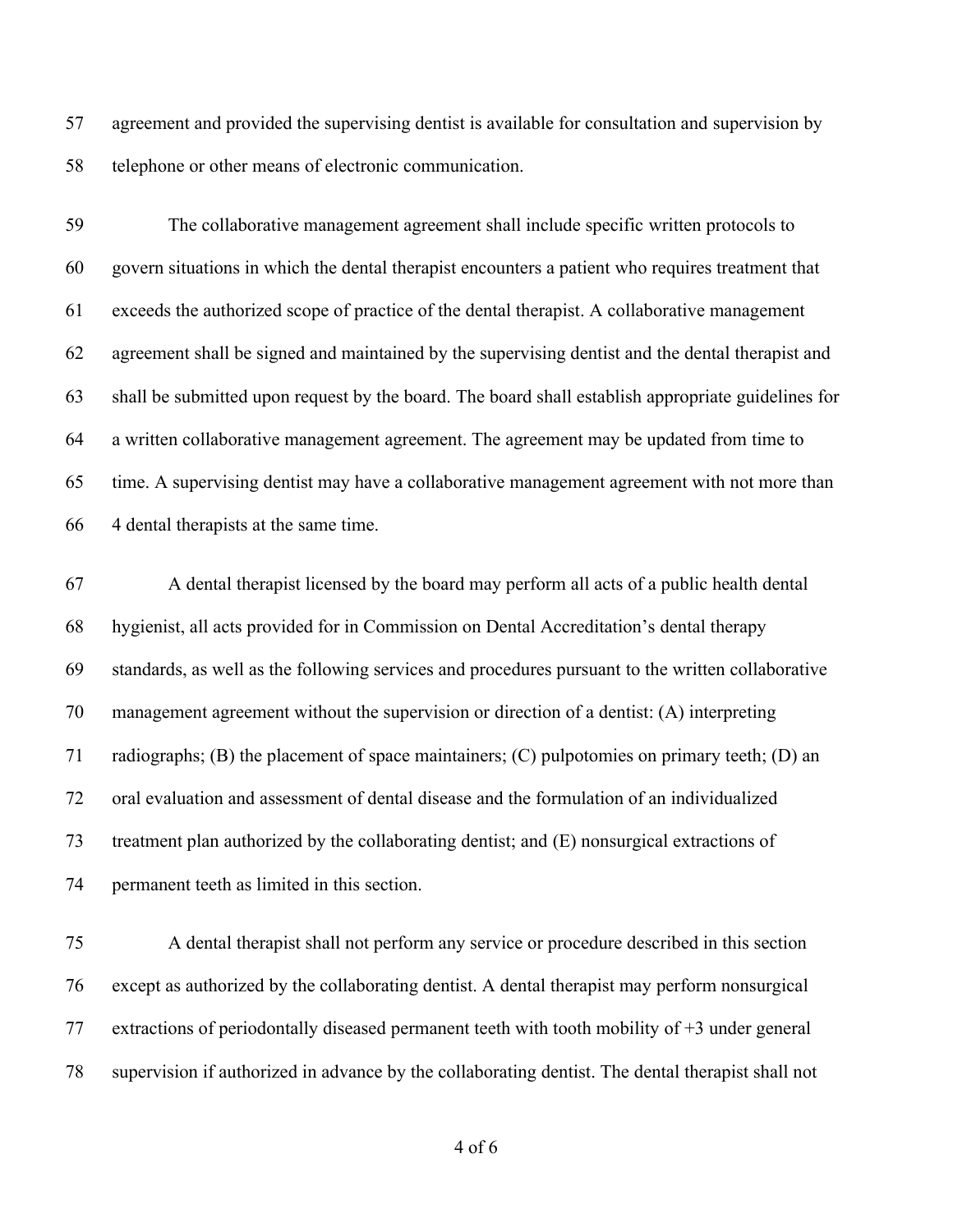agreement and provided the supervising dentist is available for consultation and supervision by telephone or other means of electronic communication.

The collaborative management agreement shall include specific written protocols to govern situations in which the dental therapist encounters a patient who requires treatment that exceeds the authorized scope of practice of the dental therapist. A collaborative management agreement shall be signed and maintained by the supervising dentist and the dental therapist and shall be submitted upon request by the board. The board shall establish appropriate guidelines for a written collaborative management agreement. The agreement may be updated from time to time. A supervising dentist may have a collaborative management agreement with not more than 4 dental therapists at the same time.

A dental therapist licensed by the board may perform all acts of a public health dental hygienist, all acts provided for in Commission on Dental Accreditation's dental therapy standards, as well as the following services and procedures pursuant to the written collaborative management agreement without the supervision or direction of a dentist: (A) interpreting radiographs; (B) the placement of space maintainers; (C) pulpotomies on primary teeth; (D) an oral evaluation and assessment of dental disease and the formulation of an individualized treatment plan authorized by the collaborating dentist; and (E) nonsurgical extractions of permanent teeth as limited in this section.

A dental therapist shall not perform any service or procedure described in this section except as authorized by the collaborating dentist. A dental therapist may perform nonsurgical extractions of periodontally diseased permanent teeth with tooth mobility of +3 under general supervision if authorized in advance by the collaborating dentist. The dental therapist shall not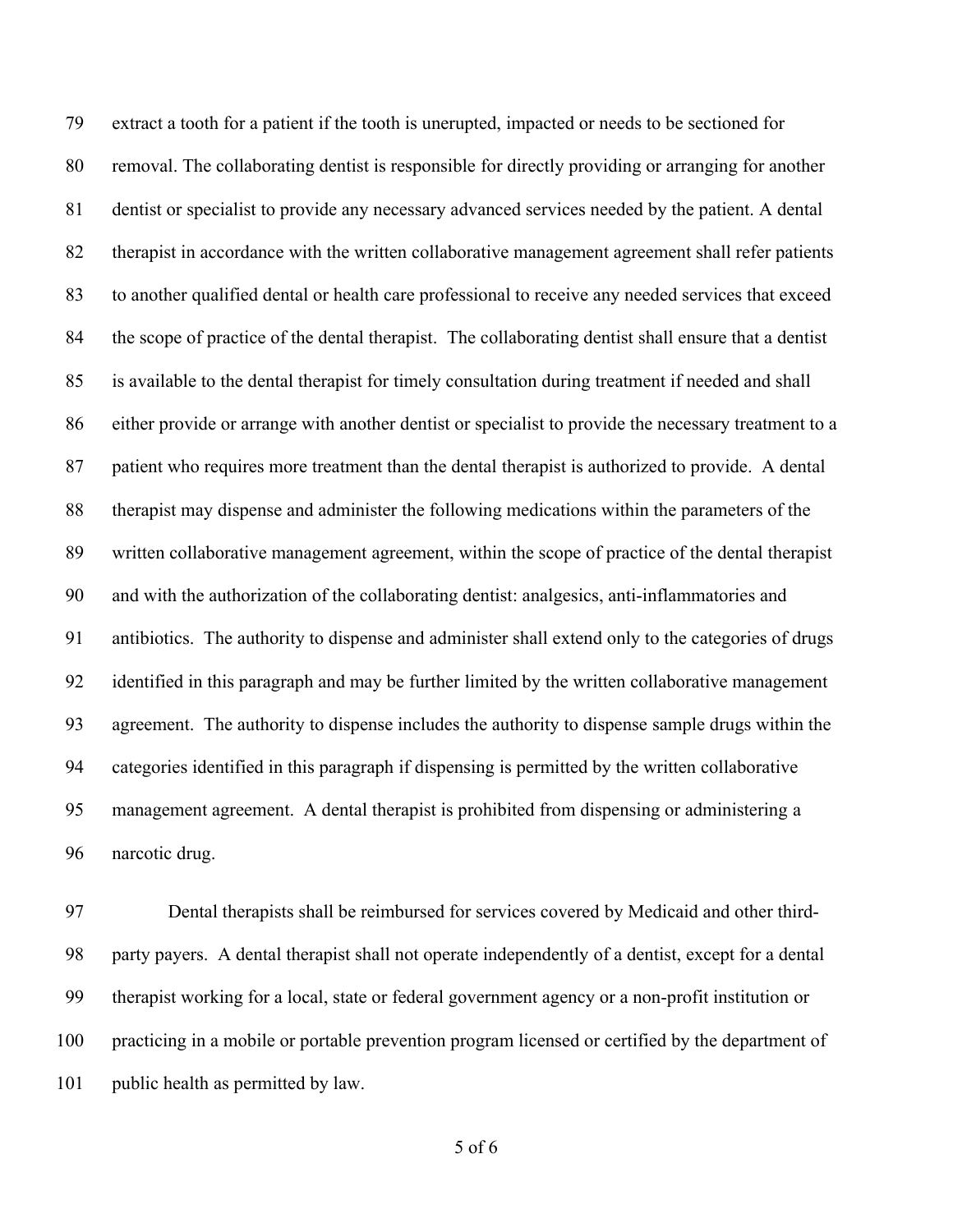extract a tooth for a patient if the tooth is unerupted, impacted or needs to be sectioned for removal. The collaborating dentist is responsible for directly providing or arranging for another dentist or specialist to provide any necessary advanced services needed by the patient. A dental therapist in accordance with the written collaborative management agreement shall refer patients to another qualified dental or health care professional to receive any needed services that exceed the scope of practice of the dental therapist. The collaborating dentist shall ensure that a dentist is available to the dental therapist for timely consultation during treatment if needed and shall either provide or arrange with another dentist or specialist to provide the necessary treatment to a patient who requires more treatment than the dental therapist is authorized to provide. A dental therapist may dispense and administer the following medications within the parameters of the written collaborative management agreement, within the scope of practice of the dental therapist and with the authorization of the collaborating dentist: analgesics, anti-inflammatories and antibiotics. The authority to dispense and administer shall extend only to the categories of drugs identified in this paragraph and may be further limited by the written collaborative management agreement. The authority to dispense includes the authority to dispense sample drugs within the categories identified in this paragraph if dispensing is permitted by the written collaborative management agreement. A dental therapist is prohibited from dispensing or administering a narcotic drug.

Dental therapists shall be reimbursed for services covered by Medicaid and other third-party payers. A dental therapist shall not operate independently of a dentist, except for a dental therapist working for a local, state or federal government agency or a non-profit institution or practicing in a mobile or portable prevention program licensed or certified by the department of public health as permitted by law.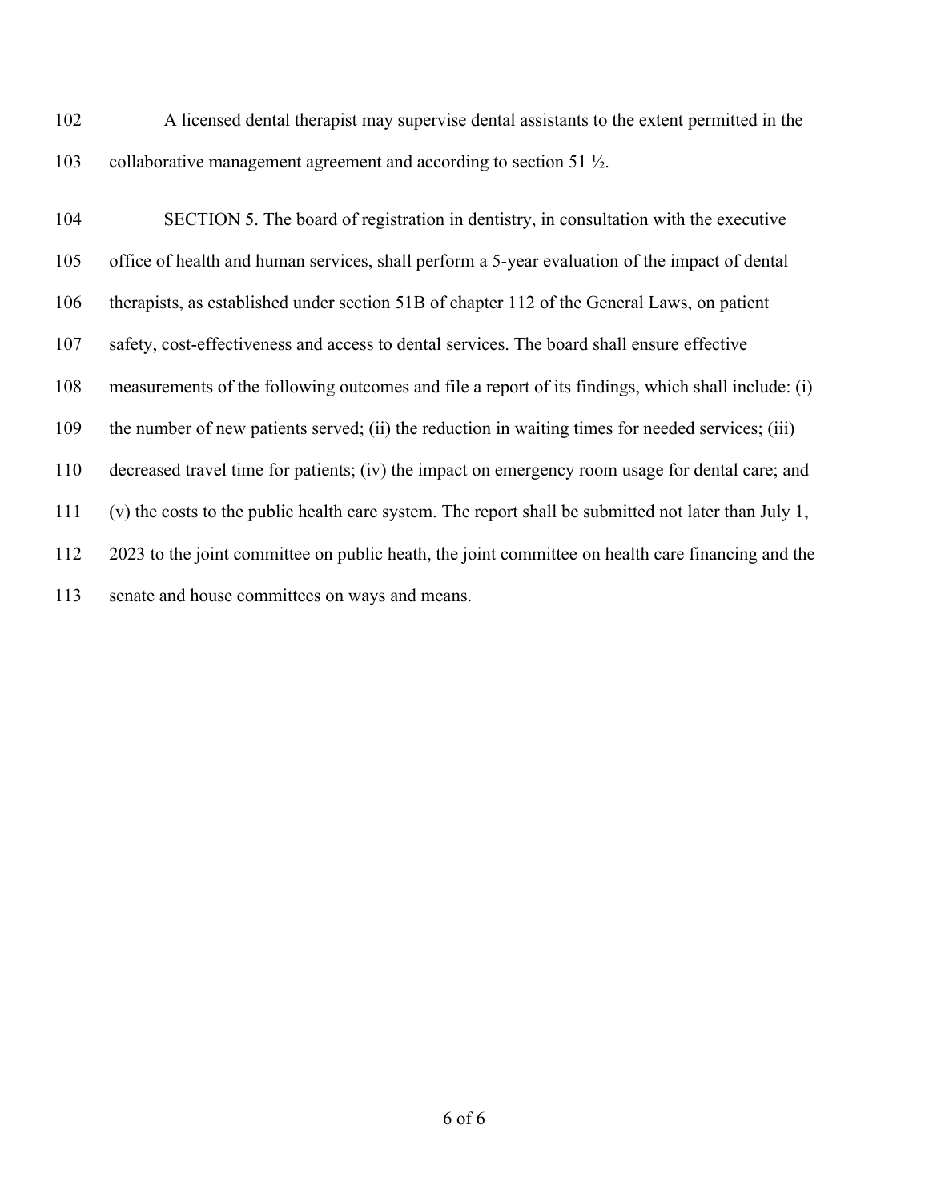A licensed dental therapist may supervise dental assistants to the extent permitted in the collaborative management agreement and according to section 51 ½.

SECTION 5. The board of registration in dentistry, in consultation with the executive office of health and human services, shall perform a 5-year evaluation of the impact of dental therapists, as established under section 51B of chapter 112 of the General Laws, on patient safety, cost-effectiveness and access to dental services. The board shall ensure effective measurements of the following outcomes and file a report of its findings, which shall include: (i) the number of new patients served; (ii) the reduction in waiting times for needed services; (iii) decreased travel time for patients; (iv) the impact on emergency room usage for dental care; and (v) the costs to the public health care system. The report shall be submitted not later than July 1, 2023 to the joint committee on public heath, the joint committee on health care financing and the senate and house committees on ways and means.